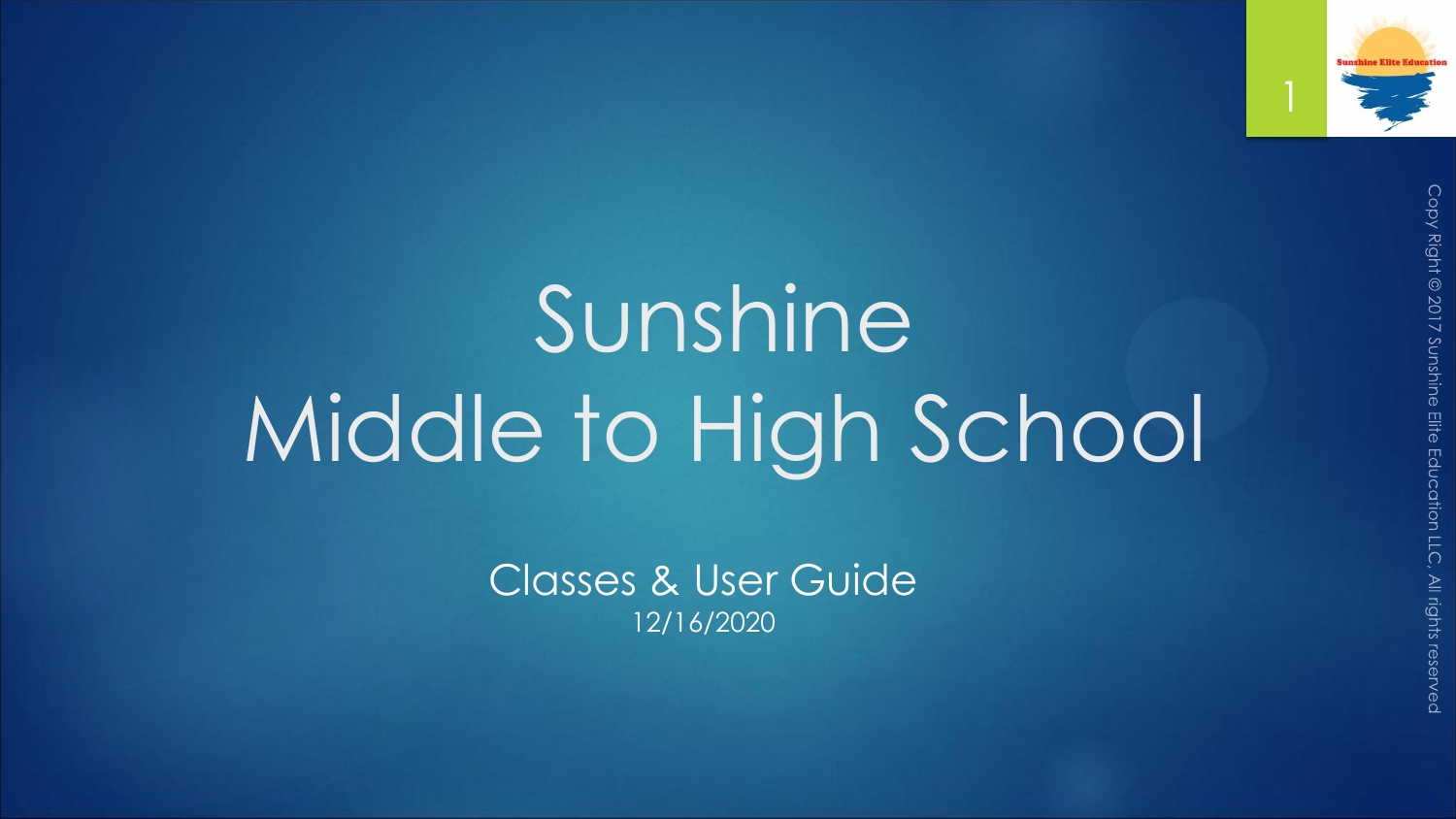# Sunshine
# Middle to High School

Classes & User Guide

12/16/2020

Copy Right © 2017 Sunshine Elite Education LLC, All rights reserved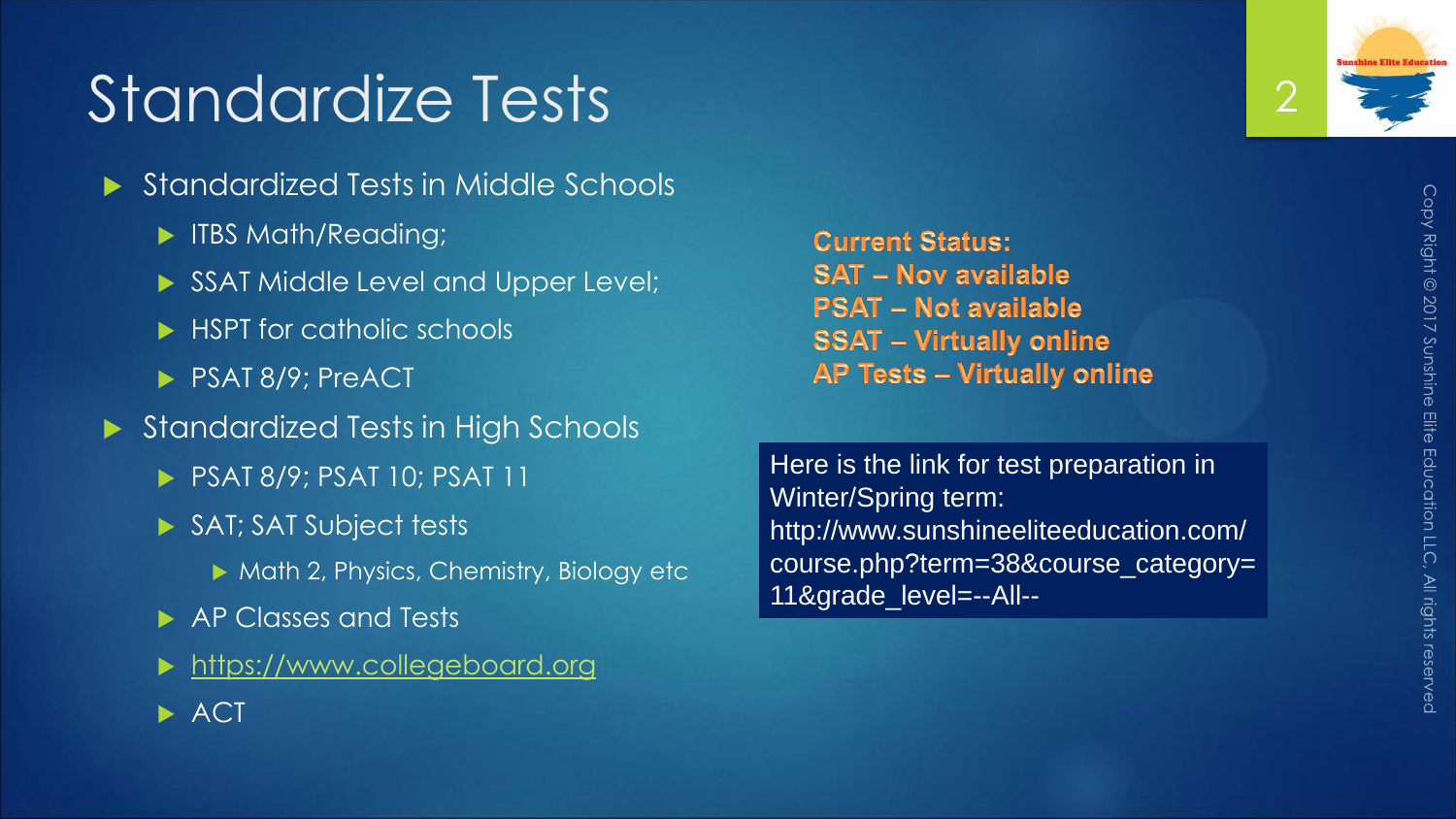# Standardize Tests

- Standardized Tests in Middle Schools
  - ITBS Math/Reading;
  - SSAT Middle Level and Upper Level;
  - HSPT for catholic schools
  - PSAT 8/9; PreACT
- Standardized Tests in High Schools
  - PSAT 8/9; PSAT 10; PSAT 11
  - SAT; SAT Subject tests
    - Math 2, Physics, Chemistry, Biology etc
  - AP Classes and Tests
  - [https://www.collegeboard.org](https://www.collegeboard.org)
  - ACT

**Current Status:**
**SAT – Nov available**
**PSAT – Not available**
**SSAT – Virtually online**
**AP Tests – Virtually online**

Here is the link for test preparation in Winter/Spring term: http://www.sunshineeliteeducation.com/course.php?term=38&course_category=11&grade_level=--All--

Copy Right © 2017 Sunshine Elite Education LLC, All rights reserved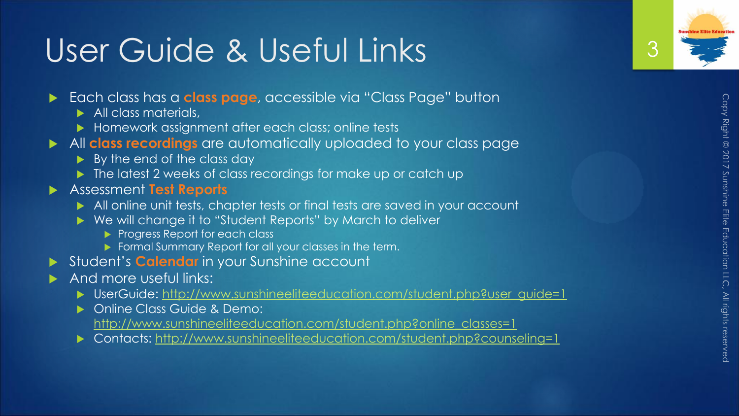# User Guide & Useful Links

- Each class has a **class page**, accessible via "Class Page" button
  - All class materials,
  - Homework assignment after each class; online tests
- All **class recordings** are automatically uploaded to your class page
  - By the end of the class day
  - The latest 2 weeks of class recordings for make up or catch up
- Assessment **Test Reports**
  - All online unit tests, chapter tests or final tests are saved in your account
  - We will change it to "Student Reports" by March to deliver
    - Progress Report for each class
    - Formal Summary Report for all your classes in the term.
- Student's **Calendar** in your Sunshine account
- And more useful links:
  - UserGuide: http://www.sunshineeliteeducation.com/student.php?user_guide=1
  - Online Class Guide & Demo: http://www.sunshineeliteeducation.com/student.php?online_classes=1
  - Contacts: http://www.sunshineeliteeducation.com/student.php?counseling=1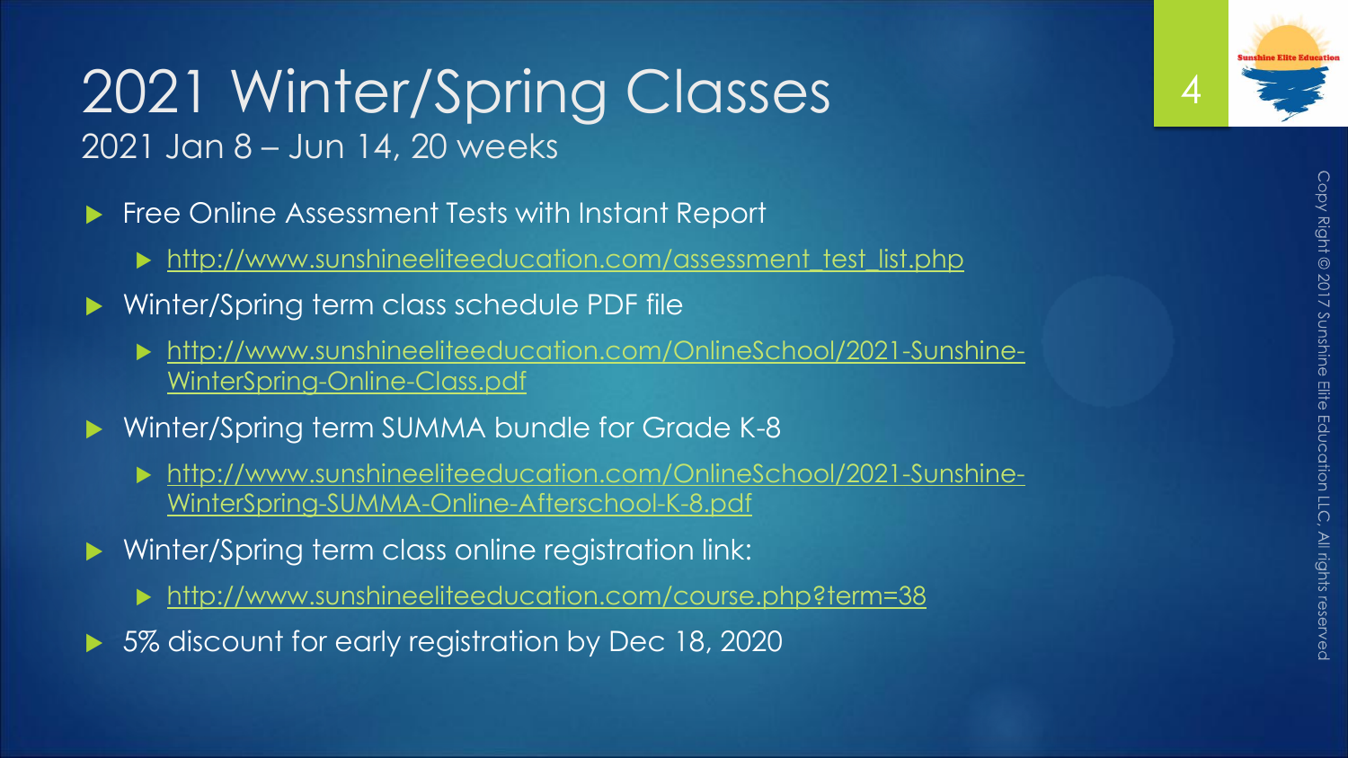# 2021 Winter/Spring Classes

2021 Jan 8 – Jun 14, 20 weeks

- Free Online Assessment Tests with Instant Report
  - http://www.sunshineeliteeducation.com/assessment_test_list.php
- Winter/Spring term class schedule PDF file
  - http://www.sunshineeliteeducation.com/OnlineSchool/2021-Sunshine-WinterSpring-Online-Class.pdf
- Winter/Spring term SUMMA bundle for Grade K-8
  - http://www.sunshineeliteeducation.com/OnlineSchool/2021-Sunshine-WinterSpring-SUMMA-Online-Afterschool-K-8.pdf
- Winter/Spring term class online registration link:
  - http://www.sunshineeliteeducation.com/course.php?term=38
- 5% discount for early registration by Dec 18, 2020

Copy Right @ 2017 Sunshine Elite Education LLC, All rights reserved